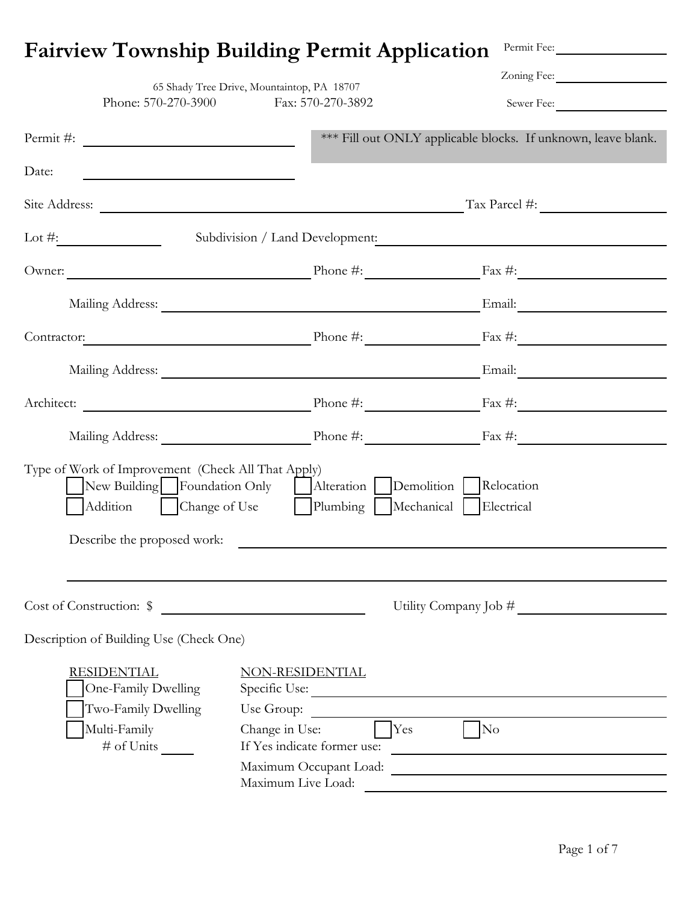# Fairview Township Building Permit Application

Permit Fee: ______________

Zoning Fee: ______________

Sewer Fee: ______________

65 Shady Tree Drive, Mountaintop, PA 18707

Phone: 570-270-3900 Fax: 570-270-3892

Permit #: ______________________

*** Fill out ONLY applicable blocks. If unknown, leave blank.

Date: ______________________

Site Address: ______________________________________ Tax Parcel #: ______________

Lot #: __________ Subdivision / Land Development: ______________________________

Owner: ______________________ Phone #: ______________ Fax #: ______________

Mailing Address: ______________________________ Email: ______________

Contractor: ______________________ Phone #: ______________ Fax #: ______________

Mailing Address: ______________________________ Email: ______________

Architect: ______________________ Phone #: ______________ Fax #: ______________

Mailing Address: ______________________ Phone #: ______________ Fax #: ______________

Type of Work of Improvement (Check All That Apply)

- ☐ New Building
- ☐ Foundation Only
- ☐ Alteration
- ☐ Demolition
- ☐ Relocation
- ☐ Addition
- ☐ Change of Use
- ☐ Plumbing
- ☐ Mechanical
- ☐ Electrical

Describe the proposed work: ______________________________________________

______________________________________________________________________

Cost of Construction: $ ______________________ Utility Company Job # ______________

Description of Building Use (Check One)

RESIDENTIAL

- ☐ One-Family Dwelling
- ☐ Two-Family Dwelling
- ☐ Multi-Family
  - # of Units ______

NON-RESIDENTIAL

Specific Use: ______________________________

Use Group: ______________________________

Change in Use: ☐ Yes ☐ No

If Yes indicate former use: ______________________________

Maximum Occupant Load: ______________________________

Maximum Live Load: ______________________________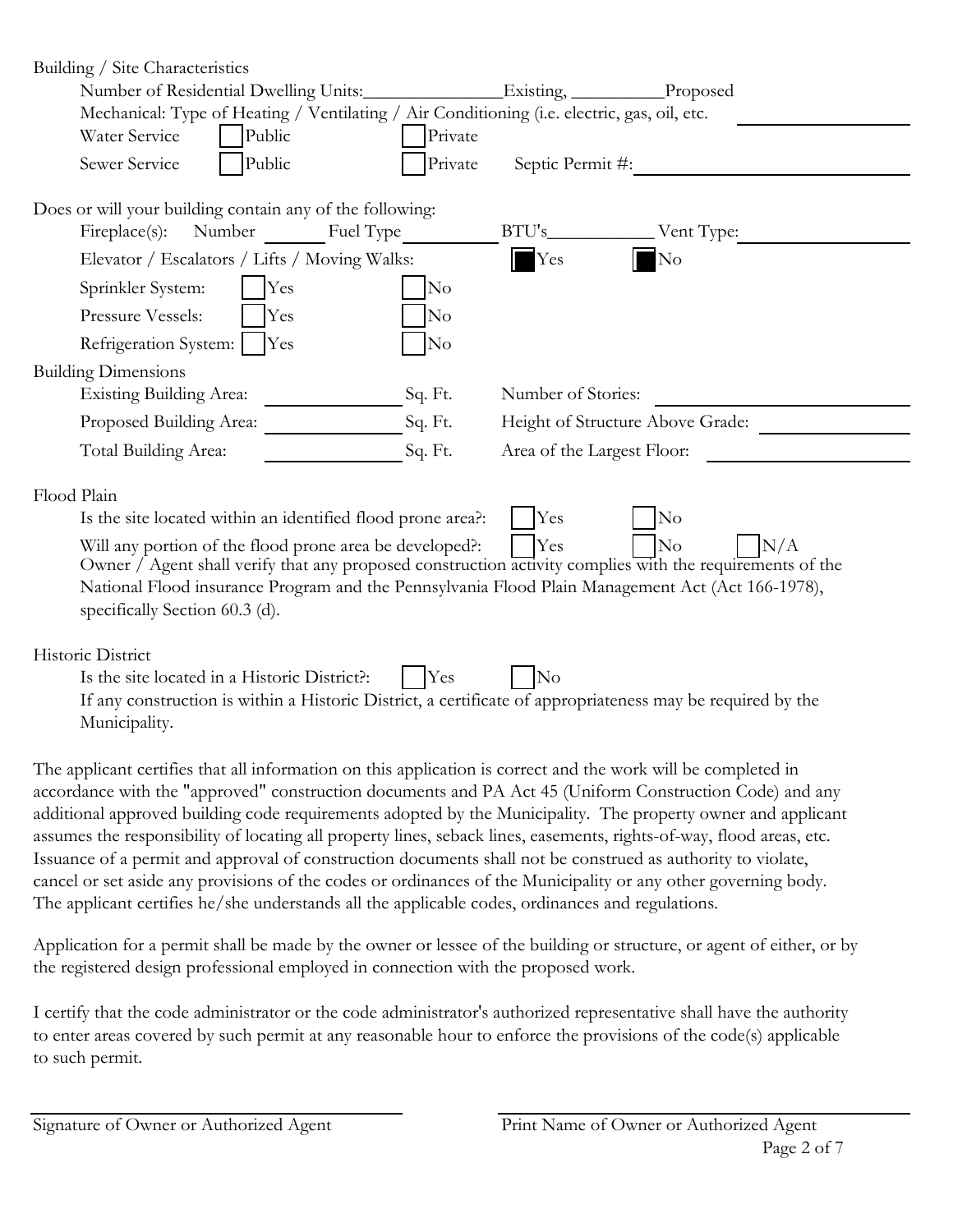Building / Site Characteristics

Number of Residential Dwelling Units: _______________ Existing, __________ Proposed

Mechanical: Type of Heating / Ventilating / Air Conditioning (i.e. electric, gas, oil, etc. ____________________

Water Service ☐ Public ☐ Private

Sewer Service ☐ Public ☐ Private Septic Permit #: ____________________

Does or will your building contain any of the following:

Fireplace(s): Number _______ Fuel Type __________ BTU's ___________ Vent Type: ____________________

Elevator / Escalators / Lifts / Moving Walks: ■ Yes ■ No

Sprinkler System: ☐ Yes ☐ No

Pressure Vessels: ☐ Yes ☐ No

Refrigeration System: ☐ Yes ☐ No

Building Dimensions

Existing Building Area: ______________ Sq. Ft. Number of Stories: ____________________

Proposed Building Area: ______________ Sq. Ft. Height of Structure Above Grade: ____________________

Total Building Area: ______________ Sq. Ft. Area of the Largest Floor: ____________________

Flood Plain

Is the site located within an identified flood prone area?: ☐ Yes ☐ No

Will any portion of the flood prone area be developed?: ☐ Yes ☐ No ☐ N/A

Owner / Agent shall verify that any proposed construction activity complies with the requirements of the National Flood insurance Program and the Pennsylvania Flood Plain Management Act (Act 166-1978), specifically Section 60.3 (d).

Historic District

Is the site located in a Historic District?: ☐ Yes ☐ No

If any construction is within a Historic District, a certificate of appropriateness may be required by the Municipality.

The applicant certifies that all information on this application is correct and the work will be completed in accordance with the "approved" construction documents and PA Act 45 (Uniform Construction Code) and any additional approved building code requirements adopted by the Municipality. The property owner and applicant assumes the responsibility of locating all property lines, seback lines, easements, rights-of-way, flood areas, etc. Issuance of a permit and approval of construction documents shall not be construed as authority to violate, cancel or set aside any provisions of the codes or ordinances of the Municipality or any other governing body. The applicant certifies he/she understands all the applicable codes, ordinances and regulations.

Application for a permit shall be made by the owner or lessee of the building or structure, or agent of either, or by the registered design professional employed in connection with the proposed work.

I certify that the code administrator or the code administrator's authorized representative shall have the authority to enter areas covered by such permit at any reasonable hour to enforce the provisions of the code(s) applicable to such permit.

______________________________ ______________________________

Signature of Owner or Authorized Agent Print Name of Owner or Authorized Agent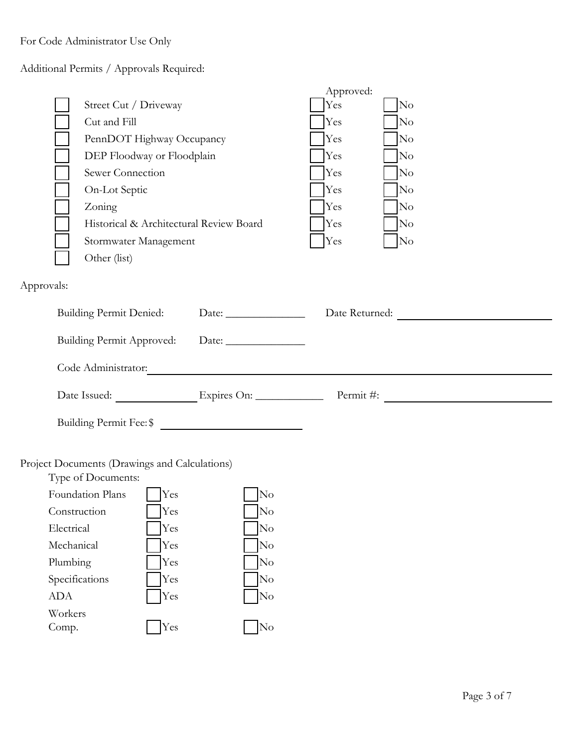For Code Administrator Use Only

Additional Permits / Approvals Required:

| | Permit / Approval | Approved: Yes | No |
|---|---|---|---|
| ☐ | Street Cut / Driveway | ☐ Yes | ☐ No |
| ☐ | Cut and Fill | ☐ Yes | ☐ No |
| ☐ | PennDOT Highway Occupancy | ☐ Yes | ☐ No |
| ☐ | DEP Floodway or Floodplain | ☐ Yes | ☐ No |
| ☐ | Sewer Connection | ☐ Yes | ☐ No |
| ☐ | On-Lot Septic | ☐ Yes | ☐ No |
| ☐ | Zoning | ☐ Yes | ☐ No |
| ☐ | Historical & Architectural Review Board | ☐ Yes | ☐ No |
| ☐ | Stormwater Management | ☐ Yes | ☐ No |
| ☐ | Other (list) | | |

Approvals:

Building Permit Denied: Date: ______________ Date Returned: ____________________________

Building Permit Approved: Date: ______________

Code Administrator: ____________________________________________________________

Date Issued: _______________ Expires On: ____________ Permit #: ______________________________

Building Permit Fee: $ ________________________

Project Documents (Drawings and Calculations)

Type of Documents:

| Document | Yes | No |
|---|---|---|
| Foundation Plans | ☐ Yes | ☐ No |
| Construction | ☐ Yes | ☐ No |
| Electrical | ☐ Yes | ☐ No |
| Mechanical | ☐ Yes | ☐ No |
| Plumbing | ☐ Yes | ☐ No |
| Specifications | ☐ Yes | ☐ No |
| ADA | ☐ Yes | ☐ No |
| Workers Comp. | ☐ Yes | ☐ No |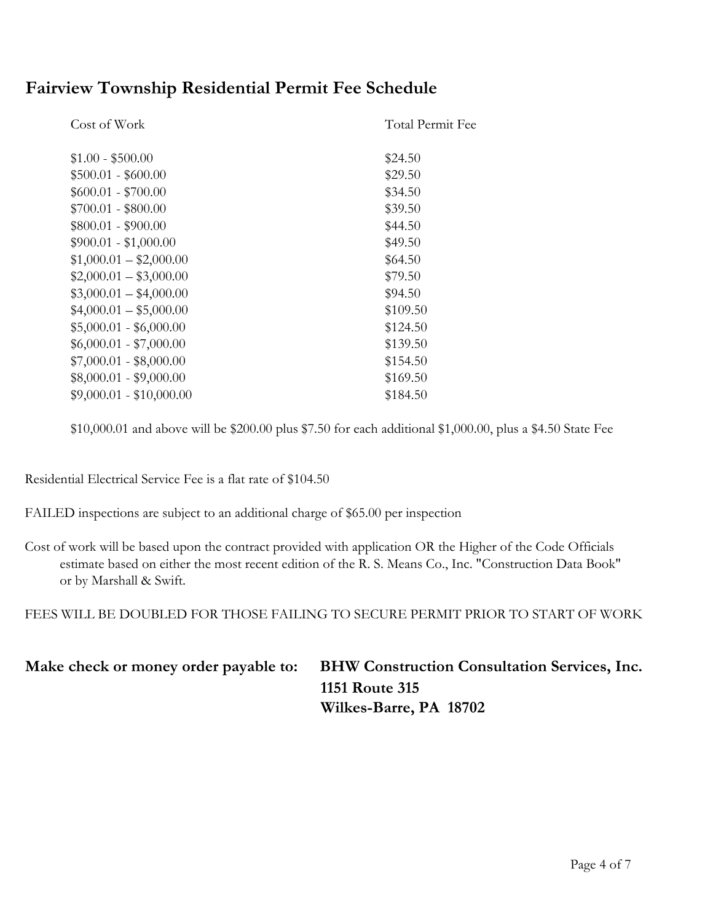## Fairview Township Residential Permit Fee Schedule

| Cost of Work | Total Permit Fee |
|---|---|
| $1.00 - $500.00 | $24.50 |
| $500.01 - $600.00 | $29.50 |
| $600.01 - $700.00 | $34.50 |
| $700.01 - $800.00 | $39.50 |
| $800.01 - $900.00 | $44.50 |
| $900.01 - $1,000.00 | $49.50 |
| $1,000.01 – $2,000.00 | $64.50 |
| $2,000.01 – $3,000.00 | $79.50 |
| $3,000.01 – $4,000.00 | $94.50 |
| $4,000.01 – $5,000.00 | $109.50 |
| $5,000.01 - $6,000.00 | $124.50 |
| $6,000.01 - $7,000.00 | $139.50 |
| $7,000.01 - $8,000.00 | $154.50 |
| $8,000.01 - $9,000.00 | $169.50 |
| $9,000.01 - $10,000.00 | $184.50 |

$10,000.01 and above will be $200.00 plus $7.50 for each additional $1,000.00, plus a $4.50 State Fee

Residential Electrical Service Fee is a flat rate of $104.50

FAILED inspections are subject to an additional charge of $65.00 per inspection

Cost of work will be based upon the contract provided with application OR the Higher of the Code Officials estimate based on either the most recent edition of the R. S. Means Co., Inc. "Construction Data Book" or by Marshall & Swift.

FEES WILL BE DOUBLED FOR THOSE FAILING TO SECURE PERMIT PRIOR TO START OF WORK

**Make check or money order payable to:** **BHW Construction Consultation Services, Inc.**
**1151 Route 315**
**Wilkes-Barre, PA 18702**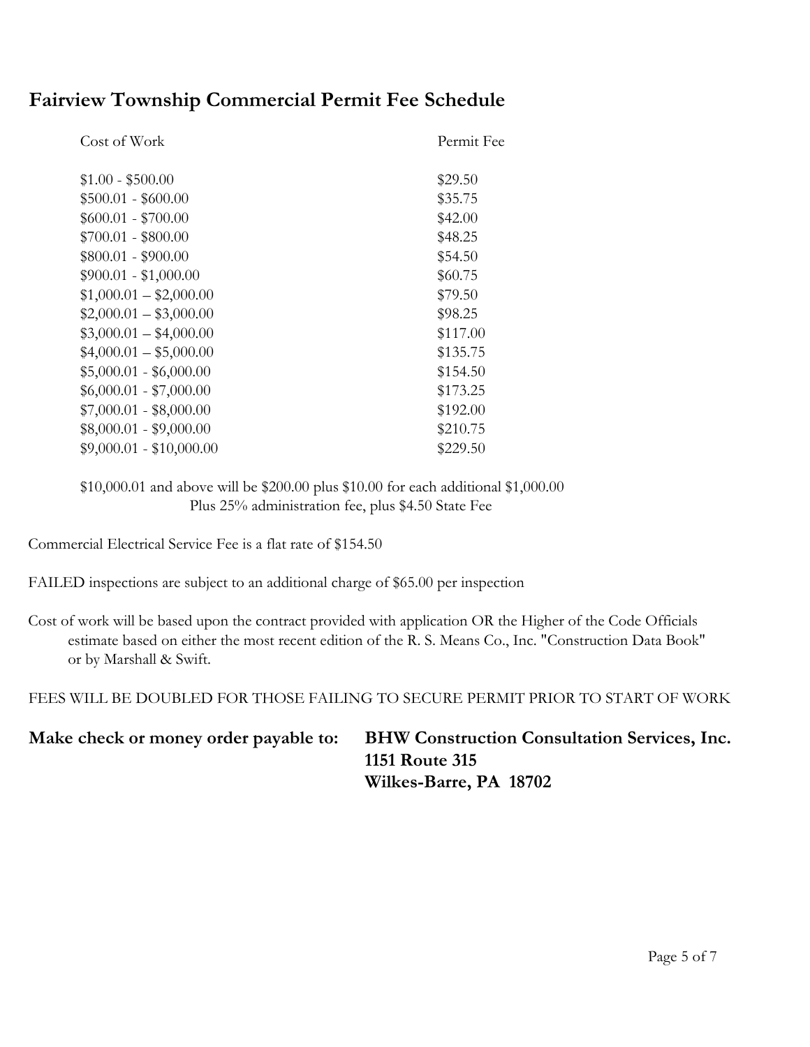## Fairview Township Commercial Permit Fee Schedule

| Cost of Work | Permit Fee |
|---|---|
| $1.00 - $500.00 | $29.50 |
| $500.01 - $600.00 | $35.75 |
| $600.01 - $700.00 | $42.00 |
| $700.01 - $800.00 | $48.25 |
| $800.01 - $900.00 | $54.50 |
| $900.01 - $1,000.00 | $60.75 |
| $1,000.01 – $2,000.00 | $79.50 |
| $2,000.01 – $3,000.00 | $98.25 |
| $3,000.01 – $4,000.00 | $117.00 |
| $4,000.01 – $5,000.00 | $135.75 |
| $5,000.01 - $6,000.00 | $154.50 |
| $6,000.01 - $7,000.00 | $173.25 |
| $7,000.01 - $8,000.00 | $192.00 |
| $8,000.01 - $9,000.00 | $210.75 |
| $9,000.01 - $10,000.00 | $229.50 |

$10,000.01 and above will be $200.00 plus $10.00 for each additional $1,000.00
Plus 25% administration fee, plus $4.50 State Fee

Commercial Electrical Service Fee is a flat rate of $154.50

FAILED inspections are subject to an additional charge of $65.00 per inspection

Cost of work will be based upon the contract provided with application OR the Higher of the Code Officials estimate based on either the most recent edition of the R. S. Means Co., Inc. "Construction Data Book" or by Marshall & Swift.

FEES WILL BE DOUBLED FOR THOSE FAILING TO SECURE PERMIT PRIOR TO START OF WORK

**Make check or money order payable to:** **BHW Construction Consultation Services, Inc.**
**1151 Route 315**
**Wilkes-Barre, PA 18702**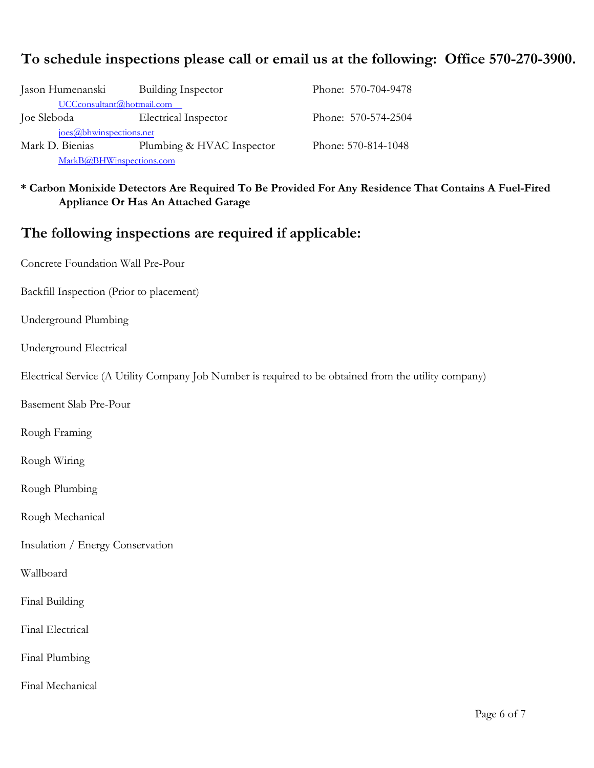## To schedule inspections please call or email us at the following: Office 570-270-3900.

| Name | Title | Phone |
|---|---|---|
| Jason Humenanski<br>UCCconsultant@hotmail.com | Building Inspector | Phone: 570-704-9478 |
| Joe Sleboda<br>joes@bhwinspections.net | Electrical Inspector | Phone: 570-574-2504 |
| Mark D. Bienias<br>MarkB@BHWinspections.com | Plumbing & HVAC Inspector | Phone: 570-814-1048 |

**\* Carbon Monixide Detectors Are Required To Be Provided For Any Residence That Contains A Fuel-Fired Appliance Or Has An Attached Garage**

## The following inspections are required if applicable:

Concrete Foundation Wall Pre-Pour

Backfill Inspection (Prior to placement)

Underground Plumbing

Underground Electrical

Electrical Service (A Utility Company Job Number is required to be obtained from the utility company)

Basement Slab Pre-Pour

Rough Framing

Rough Wiring

Rough Plumbing

Rough Mechanical

Insulation / Energy Conservation

Wallboard

Final Building

Final Electrical

Final Plumbing

Final Mechanical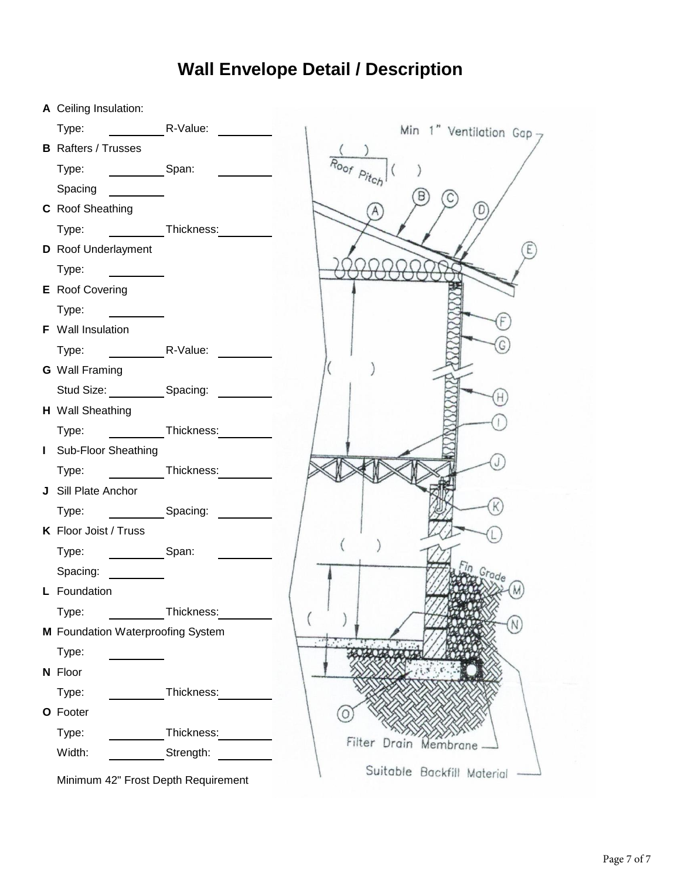# Wall Envelope Detail / Description

**A** Ceiling Insulation:

Type: ________ R-Value: ________

**B** Rafters / Trusses

Type: ________ Span: ________

Spacing ________

**C** Roof Sheathing

Type: ________ Thickness: ________

**D** Roof Underlayment

Type: ________

**E** Roof Covering

Type: ________

**F** Wall Insulation

Type: ________ R-Value: ________

**G** Wall Framing

Stud Size: ________ Spacing: ________

**H** Wall Sheathing

Type: ________ Thickness: ________

**I** Sub-Floor Sheathing

Type: ________ Thickness: ________

**J** Sill Plate Anchor

Type: ________ Spacing: ________

**K** Floor Joist / Truss

Type: ________ Span: ________

Spacing: ________

**L** Foundation

Type: ________ Thickness: ________

**M** Foundation Waterproofing System

Type: ________

**N** Floor

Type: ________ Thickness: ________

**O** Footer

Type: ________ Thickness: ________

Width: ________ Strength: ________

Minimum 42" Frost Depth Requirement

Min 1" Ventilation Gap

Roof Pitch

Fin Grade

Filter Drain Membrane

Suitable Backfill Material